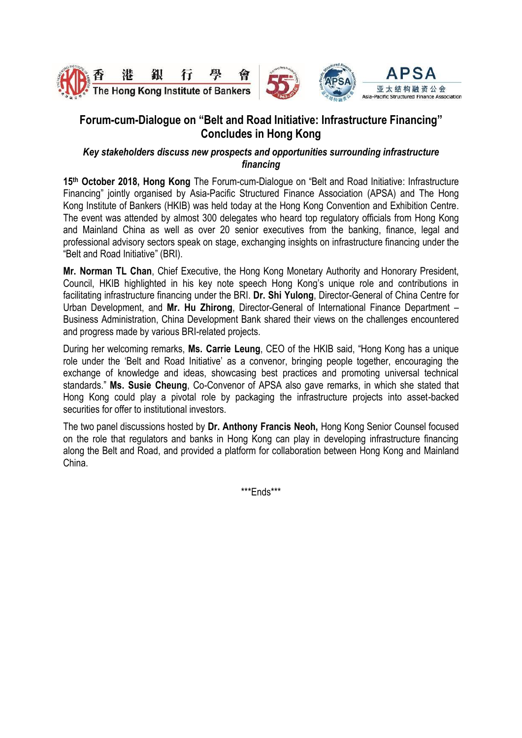# Forum-cum-Dialogue on "Belt and Road Initiative: Infrastructure Financing" Concludes in Hong Kong

***Key stakeholders discuss new prospects and opportunities surrounding infrastructure financing***

**15th October 2018, Hong Kong** The Forum-cum-Dialogue on "Belt and Road Initiative: Infrastructure Financing" jointly organised by Asia-Pacific Structured Finance Association (APSA) and The Hong Kong Institute of Bankers (HKIB) was held today at the Hong Kong Convention and Exhibition Centre. The event was attended by almost 300 delegates who heard top regulatory officials from Hong Kong and Mainland China as well as over 20 senior executives from the banking, finance, legal and professional advisory sectors speak on stage, exchanging insights on infrastructure financing under the "Belt and Road Initiative" (BRI).

**Mr. Norman TL Chan**, Chief Executive, the Hong Kong Monetary Authority and Honorary President, Council, HKIB highlighted in his key note speech Hong Kong's unique role and contributions in facilitating infrastructure financing under the BRI. **Dr. Shi Yulong**, Director-General of China Centre for Urban Development, and **Mr. Hu Zhirong**, Director-General of International Finance Department – Business Administration, China Development Bank shared their views on the challenges encountered and progress made by various BRI-related projects.

During her welcoming remarks, **Ms. Carrie Leung**, CEO of the HKIB said, "Hong Kong has a unique role under the 'Belt and Road Initiative' as a convenor, bringing people together, encouraging the exchange of knowledge and ideas, showcasing best practices and promoting universal technical standards." **Ms. Susie Cheung**, Co-Convenor of APSA also gave remarks, in which she stated that Hong Kong could play a pivotal role by packaging the infrastructure projects into asset-backed securities for offer to institutional investors.

The two panel discussions hosted by **Dr. Anthony Francis Neoh,** Hong Kong Senior Counsel focused on the role that regulators and banks in Hong Kong can play in developing infrastructure financing along the Belt and Road, and provided a platform for collaboration between Hong Kong and Mainland China.

\*\*\*Ends\*\*\*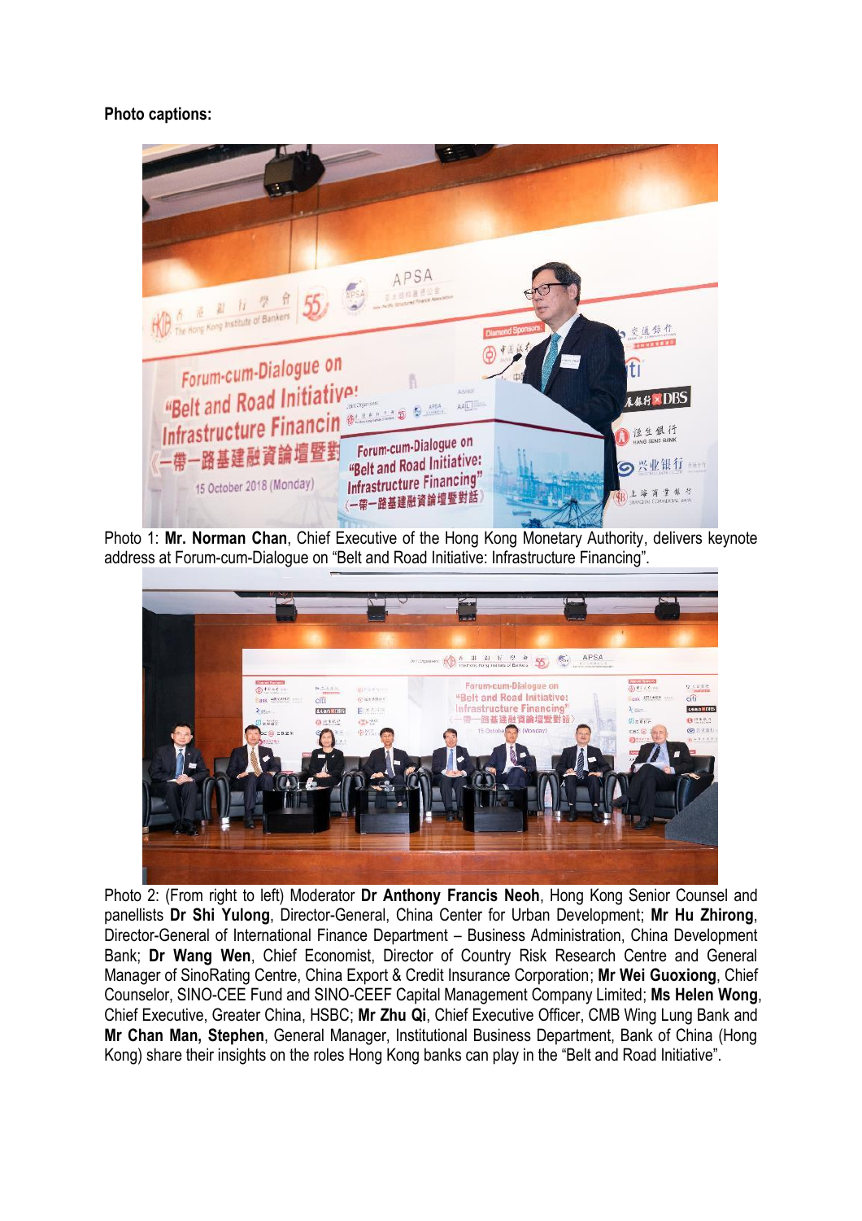**Photo captions:**

Photo 1: **Mr. Norman Chan**, Chief Executive of the Hong Kong Monetary Authority, delivers keynote address at Forum-cum-Dialogue on "Belt and Road Initiative: Infrastructure Financing".

Photo 2: (From right to left) Moderator **Dr Anthony Francis Neoh**, Hong Kong Senior Counsel and panellists **Dr Shi Yulong**, Director-General, China Center for Urban Development; **Mr Hu Zhirong**, Director-General of International Finance Department – Business Administration, China Development Bank; **Dr Wang Wen**, Chief Economist, Director of Country Risk Research Centre and General Manager of SinoRating Centre, China Export & Credit Insurance Corporation; **Mr Wei Guoxiong**, Chief Counselor, SINO-CEE Fund and SINO-CEEF Capital Management Company Limited; **Ms Helen Wong**, Chief Executive, Greater China, HSBC; **Mr Zhu Qi**, Chief Executive Officer, CMB Wing Lung Bank and **Mr Chan Man, Stephen**, General Manager, Institutional Business Department, Bank of China (Hong Kong) share their insights on the roles Hong Kong banks can play in the "Belt and Road Initiative".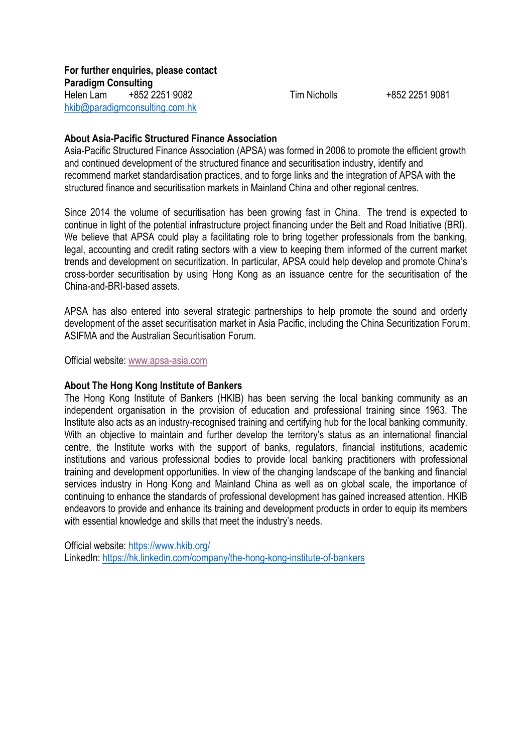**For further enquiries, please contact**
**Paradigm Consulting**
Helen Lam +852 2251 9082 Tim Nicholls +852 2251 9081
hkib@paradigmconsulting.com.hk

**About Asia-Pacific Structured Finance Association**

Asia-Pacific Structured Finance Association (APSA) was formed in 2006 to promote the efficient growth and continued development of the structured finance and securitisation industry, identify and recommend market standardisation practices, and to forge links and the integration of APSA with the structured finance and securitisation markets in Mainland China and other regional centres.

Since 2014 the volume of securitisation has been growing fast in China. The trend is expected to continue in light of the potential infrastructure project financing under the Belt and Road Initiative (BRI). We believe that APSA could play a facilitating role to bring together professionals from the banking, legal, accounting and credit rating sectors with a view to keeping them informed of the current market trends and development on securitization. In particular, APSA could help develop and promote China's cross-border securitisation by using Hong Kong as an issuance centre for the securitisation of the China-and-BRI-based assets.

APSA has also entered into several strategic partnerships to help promote the sound and orderly development of the asset securitisation market in Asia Pacific, including the China Securitization Forum, ASIFMA and the Australian Securitisation Forum.

Official website: www.apsa-asia.com

**About The Hong Kong Institute of Bankers**

The Hong Kong Institute of Bankers (HKIB) has been serving the local banking community as an independent organisation in the provision of education and professional training since 1963. The Institute also acts as an industry-recognised training and certifying hub for the local banking community. With an objective to maintain and further develop the territory's status as an international financial centre, the Institute works with the support of banks, regulators, financial institutions, academic institutions and various professional bodies to provide local banking practitioners with professional training and development opportunities. In view of the changing landscape of the banking and financial services industry in Hong Kong and Mainland China as well as on global scale, the importance of continuing to enhance the standards of professional development has gained increased attention. HKIB endeavors to provide and enhance its training and development products in order to equip its members with essential knowledge and skills that meet the industry's needs.

Official website: https://www.hkib.org/
LinkedIn: https://hk.linkedin.com/company/the-hong-kong-institute-of-bankers